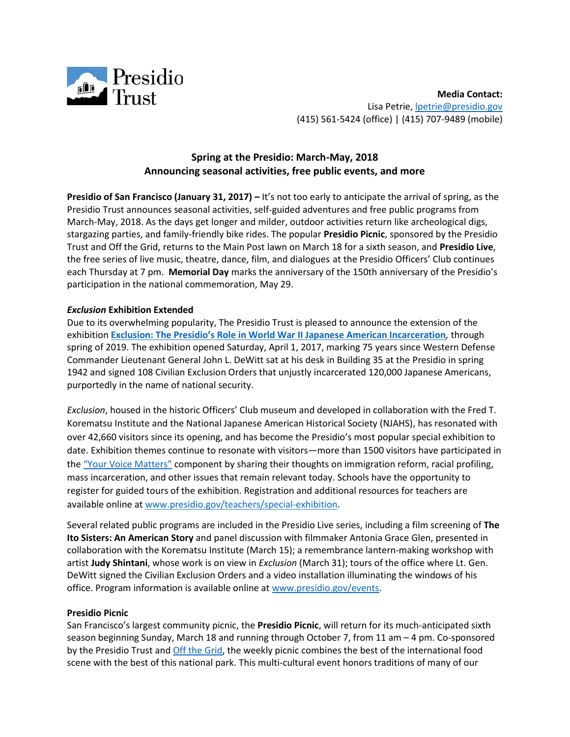Presidio Trust

**Media Contact:**
Lisa Petrie, lpetrie@presidio.gov
(415) 561-5424 (office) | (415) 707-9489 (mobile)

## Spring at the Presidio: March-May, 2018
## Announcing seasonal activities, free public events, and more

**Presidio of San Francisco (January 31, 2017) –** It's not too early to anticipate the arrival of spring, as the Presidio Trust announces seasonal activities, self-guided adventures and free public programs from March-May, 2018. As the days get longer and milder, outdoor activities return like archeological digs, stargazing parties, and family-friendly bike rides. The popular **Presidio Picnic**, sponsored by the Presidio Trust and Off the Grid, returns to the Main Post lawn on March 18 for a sixth season, and **Presidio Live**, the free series of live music, theatre, dance, film, and dialogues at the Presidio Officers' Club continues each Thursday at 7 pm. **Memorial Day** marks the anniversary of the 150th anniversary of the Presidio's participation in the national commemoration, May 29.

### ***Exclusion*** **Exhibition Extended**

Due to its overwhelming popularity, The Presidio Trust is pleased to announce the extension of the exhibition **Exclusion: The Presidio's Role in World War II Japanese American Incarceration***,* through spring of 2019. The exhibition opened Saturday, April 1, 2017, marking 75 years since Western Defense Commander Lieutenant General John L. DeWitt sat at his desk in Building 35 at the Presidio in spring 1942 and signed 108 Civilian Exclusion Orders that unjustly incarcerated 120,000 Japanese Americans, purportedly in the name of national security.

*Exclusion*, housed in the historic Officers' Club museum and developed in collaboration with the Fred T. Korematsu Institute and the National Japanese American Historical Society (NJAHS), has resonated with over 42,660 visitors since its opening, and has become the Presidio's most popular special exhibition to date. Exhibition themes continue to resonate with visitors—more than 1500 visitors have participated in the "Your Voice Matters" component by sharing their thoughts on immigration reform, racial profiling, mass incarceration, and other issues that remain relevant today. Schools have the opportunity to register for guided tours of the exhibition. Registration and additional resources for teachers are available online at www.presidio.gov/teachers/special-exhibition.

Several related public programs are included in the Presidio Live series, including a film screening of **The Ito Sisters: An American Story** and panel discussion with filmmaker Antonia Grace Glen, presented in collaboration with the Korematsu Institute (March 15); a remembrance lantern-making workshop with artist **Judy Shintani**, whose work is on view in *Exclusion* (March 31); tours of the office where Lt. Gen. DeWitt signed the Civilian Exclusion Orders and a video installation illuminating the windows of his office. Program information is available online at www.presidio.gov/events.

### **Presidio Picnic**

San Francisco's largest community picnic, the **Presidio Picnic**, will return for its much-anticipated sixth season beginning Sunday, March 18 and running through October 7, from 11 am – 4 pm. Co-sponsored by the Presidio Trust and Off the Grid, the weekly picnic combines the best of the international food scene with the best of this national park. This multi-cultural event honors traditions of many of our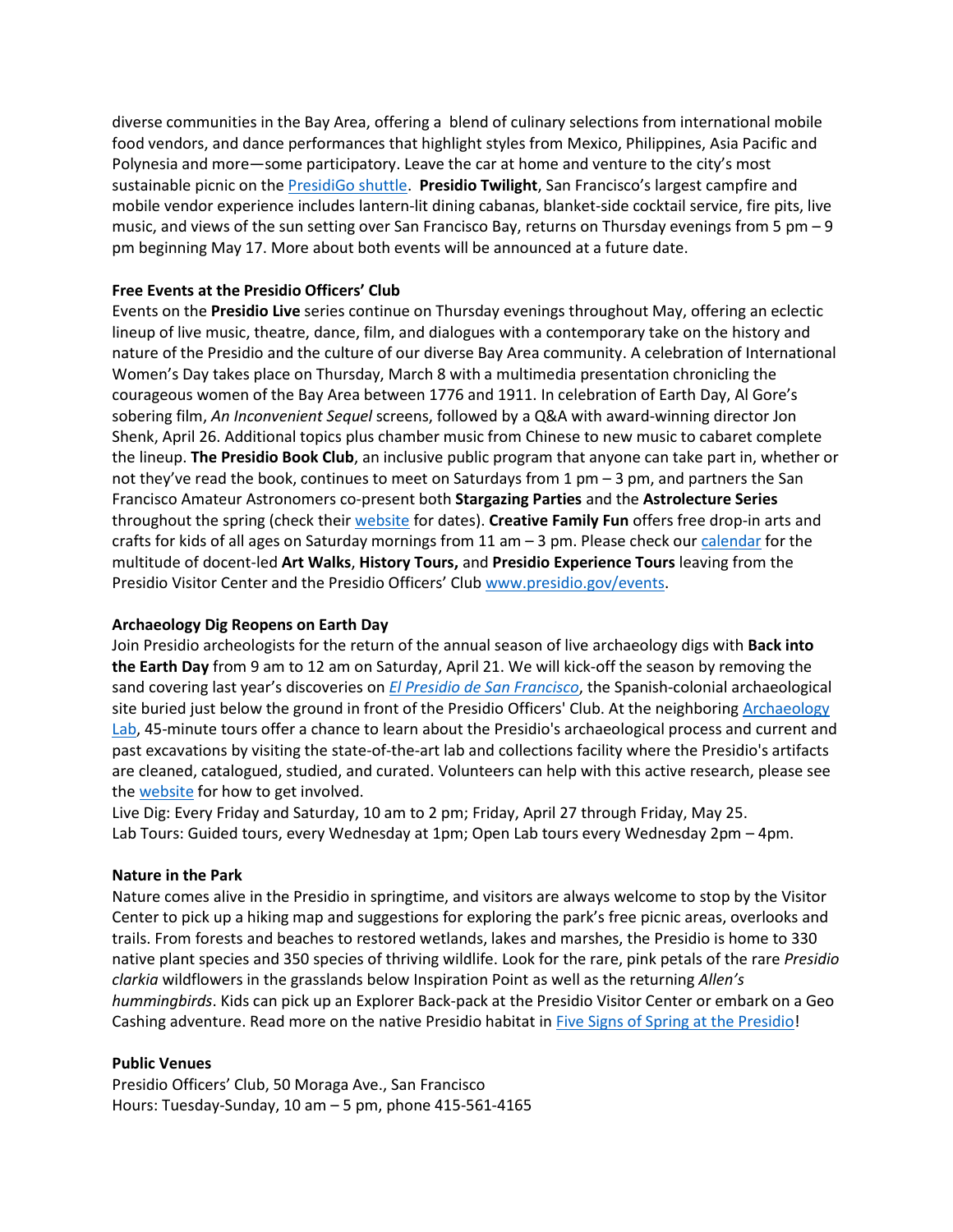diverse communities in the Bay Area, offering a  blend of culinary selections from international mobile food vendors, and dance performances that highlight styles from Mexico, Philippines, Asia Pacific and Polynesia and more—some participatory. Leave the car at home and venture to the city's most sustainable picnic on the PresidiGo shuttle. **Presidio Twilight**, San Francisco's largest campfire and mobile vendor experience includes lantern-lit dining cabanas, blanket-side cocktail service, fire pits, live music, and views of the sun setting over San Francisco Bay, returns on Thursday evenings from 5 pm – 9 pm beginning May 17. More about both events will be announced at a future date.

**Free Events at the Presidio Officers' Club**

Events on the **Presidio Live** series continue on Thursday evenings throughout May, offering an eclectic lineup of live music, theatre, dance, film, and dialogues with a contemporary take on the history and nature of the Presidio and the culture of our diverse Bay Area community. A celebration of International Women's Day takes place on Thursday, March 8 with a multimedia presentation chronicling the courageous women of the Bay Area between 1776 and 1911. In celebration of Earth Day, Al Gore's sobering film, *An Inconvenient Sequel* screens, followed by a Q&A with award-winning director Jon Shenk, April 26. Additional topics plus chamber music from Chinese to new music to cabaret complete the lineup. **The Presidio Book Club**, an inclusive public program that anyone can take part in, whether or not they've read the book, continues to meet on Saturdays from 1 pm – 3 pm, and partners the San Francisco Amateur Astronomers co-present both **Stargazing Parties** and the **Astrolecture Series** throughout the spring (check their website for dates). **Creative Family Fun** offers free drop-in arts and crafts for kids of all ages on Saturday mornings from 11 am – 3 pm. Please check our calendar for the multitude of docent-led **Art Walks**, **History Tours,** and **Presidio Experience Tours** leaving from the Presidio Visitor Center and the Presidio Officers' Club www.presidio.gov/events.

**Archaeology Dig Reopens on Earth Day**

Join Presidio archeologists for the return of the annual season of live archaeology digs with **Back into the Earth Day** from 9 am to 12 am on Saturday, April 21. We will kick-off the season by removing the sand covering last year's discoveries on *El Presidio de San Francisco*, the Spanish-colonial archaeological site buried just below the ground in front of the Presidio Officers' Club. At the neighboring Archaeology Lab, 45-minute tours offer a chance to learn about the Presidio's archaeological process and current and past excavations by visiting the state-of-the-art lab and collections facility where the Presidio's artifacts are cleaned, catalogued, studied, and curated. Volunteers can help with this active research, please see the website for how to get involved.

Live Dig: Every Friday and Saturday, 10 am to 2 pm; Friday, April 27 through Friday, May 25.
Lab Tours: Guided tours, every Wednesday at 1pm; Open Lab tours every Wednesday 2pm – 4pm.

**Nature in the Park**

Nature comes alive in the Presidio in springtime, and visitors are always welcome to stop by the Visitor Center to pick up a hiking map and suggestions for exploring the park's free picnic areas, overlooks and trails. From forests and beaches to restored wetlands, lakes and marshes, the Presidio is home to 330 native plant species and 350 species of thriving wildlife. Look for the rare, pink petals of the rare *Presidio clarkia* wildflowers in the grasslands below Inspiration Point as well as the returning *Allen's hummingbirds*. Kids can pick up an Explorer Back-pack at the Presidio Visitor Center or embark on a Geo Cashing adventure. Read more on the native Presidio habitat in Five Signs of Spring at the Presidio!

**Public Venues**

Presidio Officers' Club, 50 Moraga Ave., San Francisco
Hours: Tuesday-Sunday, 10 am – 5 pm, phone 415-561-4165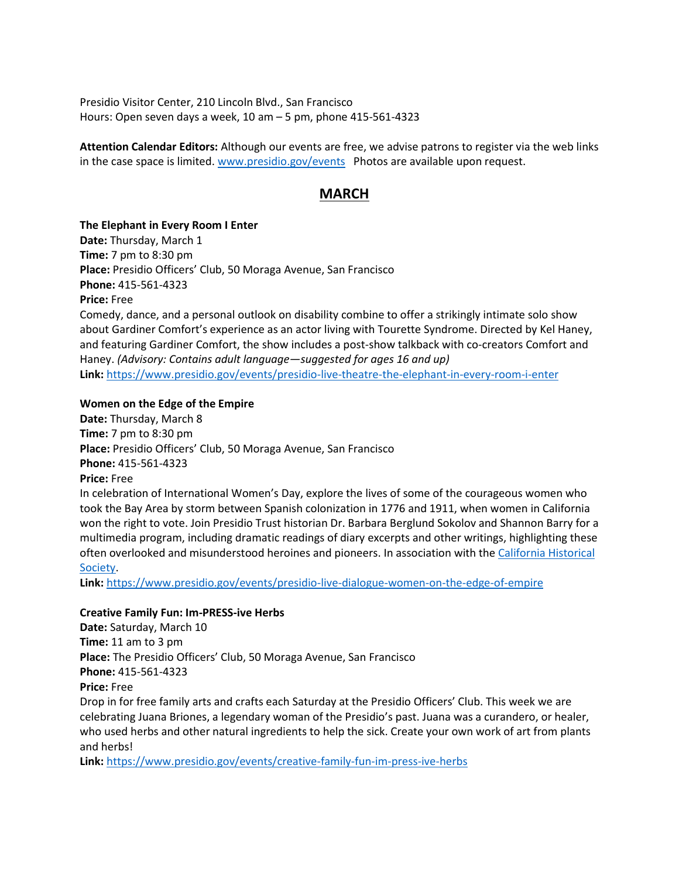Presidio Visitor Center, 210 Lincoln Blvd., San Francisco
Hours: Open seven days a week, 10 am – 5 pm, phone 415-561-4323

**Attention Calendar Editors:** Although our events are free, we advise patrons to register via the web links in the case space is limited. [www.presidio.gov/events](www.presidio.gov/events) Photos are available upon request.

## MARCH

**The Elephant in Every Room I Enter**
**Date:** Thursday, March 1
**Time:** 7 pm to 8:30 pm
**Place:** Presidio Officers' Club, 50 Moraga Avenue, San Francisco
**Phone:** 415-561-4323
**Price:** Free
Comedy, dance, and a personal outlook on disability combine to offer a strikingly intimate solo show about Gardiner Comfort's experience as an actor living with Tourette Syndrome. Directed by Kel Haney, and featuring Gardiner Comfort, the show includes a post-show talkback with co-creators Comfort and Haney. *(Advisory: Contains adult language—suggested for ages 16 and up)*
**Link:** https://www.presidio.gov/events/presidio-live-theatre-the-elephant-in-every-room-i-enter

**Women on the Edge of the Empire**
**Date:** Thursday, March 8
**Time:** 7 pm to 8:30 pm
**Place:** Presidio Officers' Club, 50 Moraga Avenue, San Francisco
**Phone:** 415-561-4323
**Price:** Free
In celebration of International Women's Day, explore the lives of some of the courageous women who took the Bay Area by storm between Spanish colonization in 1776 and 1911, when women in California won the right to vote. Join Presidio Trust historian Dr. Barbara Berglund Sokolov and Shannon Barry for a multimedia program, including dramatic readings of diary excerpts and other writings, highlighting these often overlooked and misunderstood heroines and pioneers. In association with the California Historical Society.
**Link:** https://www.presidio.gov/events/presidio-live-dialogue-women-on-the-edge-of-empire

**Creative Family Fun: Im-PRESS-ive Herbs**
**Date:** Saturday, March 10
**Time:** 11 am to 3 pm
**Place:** The Presidio Officers' Club, 50 Moraga Avenue, San Francisco
**Phone:** 415-561-4323
**Price:** Free
Drop in for free family arts and crafts each Saturday at the Presidio Officers' Club. This week we are celebrating Juana Briones, a legendary woman of the Presidio's past. Juana was a curandero, or healer, who used herbs and other natural ingredients to help the sick. Create your own work of art from plants and herbs!
**Link:** https://www.presidio.gov/events/creative-family-fun-im-press-ive-herbs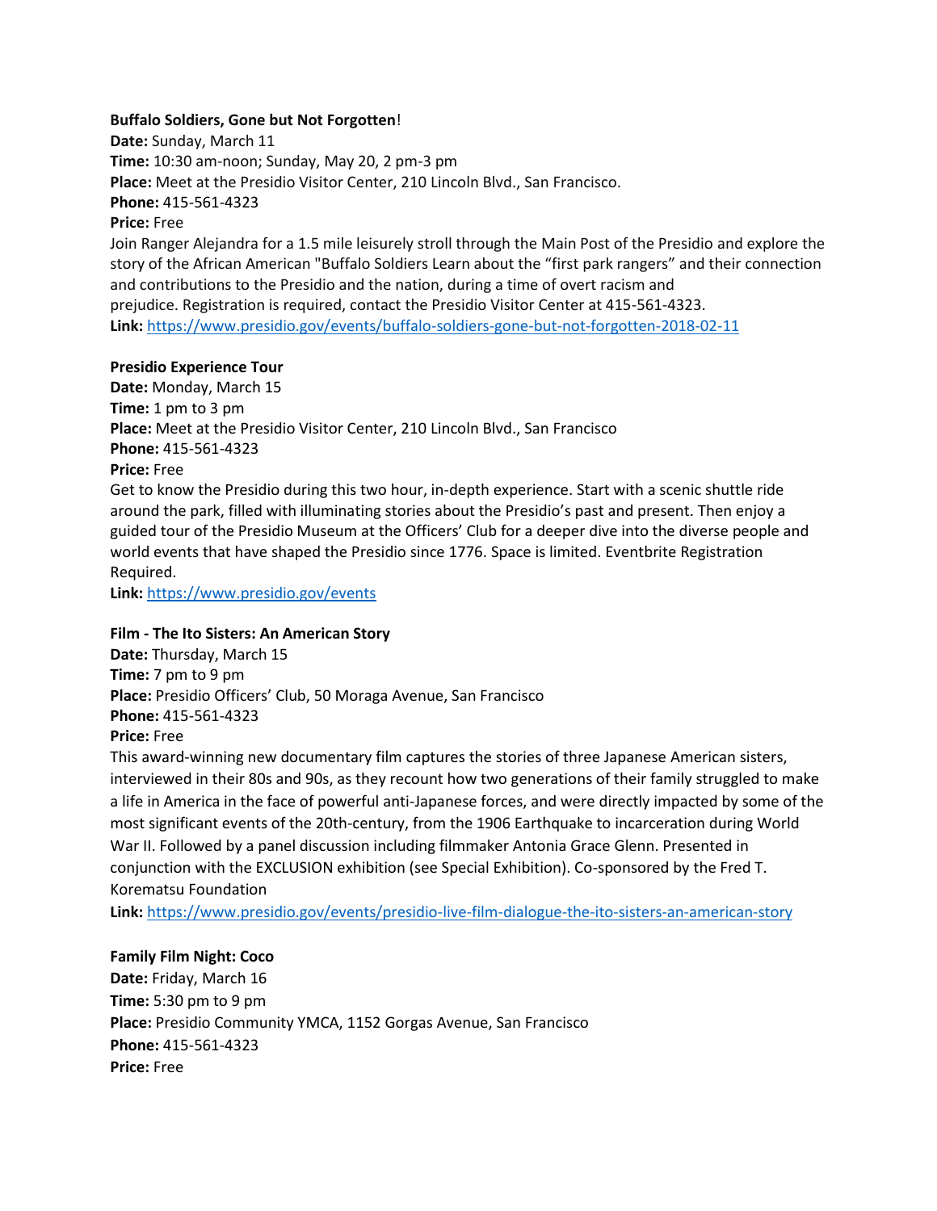**Buffalo Soldiers, Gone but Not Forgotten**!
**Date:** Sunday, March 11
**Time:** 10:30 am-noon; Sunday, May 20, 2 pm-3 pm
**Place:** Meet at the Presidio Visitor Center, 210 Lincoln Blvd., San Francisco.
**Phone:** 415-561-4323
**Price:** Free
Join Ranger Alejandra for a 1.5 mile leisurely stroll through the Main Post of the Presidio and explore the story of the African American "Buffalo Soldiers Learn about the “first park rangers” and their connection and contributions to the Presidio and the nation, during a time of overt racism and prejudice. Registration is required, contact the Presidio Visitor Center at 415-561-4323.
**Link:** [https://www.presidio.gov/events/buffalo-soldiers-gone-but-not-forgotten-2018-02-11](https://www.presidio.gov/events/buffalo-soldiers-gone-but-not-forgotten-2018-02-11)

**Presidio Experience Tour**
**Date:** Monday, March 15
**Time:** 1 pm to 3 pm
**Place:** Meet at the Presidio Visitor Center, 210 Lincoln Blvd., San Francisco
**Phone:** 415-561-4323
**Price:** Free
Get to know the Presidio during this two hour, in-depth experience. Start with a scenic shuttle ride around the park, filled with illuminating stories about the Presidio’s past and present. Then enjoy a guided tour of the Presidio Museum at the Officers’ Club for a deeper dive into the diverse people and world events that have shaped the Presidio since 1776. Space is limited. Eventbrite Registration Required.
**Link:** [https://www.presidio.gov/events](https://www.presidio.gov/events)

**Film - The Ito Sisters: An American Story**
**Date:** Thursday, March 15
**Time:** 7 pm to 9 pm
**Place:** Presidio Officers’ Club, 50 Moraga Avenue, San Francisco
**Phone:** 415-561-4323
**Price:** Free
This award-winning new documentary film captures the stories of three Japanese American sisters, interviewed in their 80s and 90s, as they recount how two generations of their family struggled to make a life in America in the face of powerful anti-Japanese forces, and were directly impacted by some of the most significant events of the 20th-century, from the 1906 Earthquake to incarceration during World War II. Followed by a panel discussion including filmmaker Antonia Grace Glenn. Presented in conjunction with the EXCLUSION exhibition (see Special Exhibition). Co-sponsored by the Fred T. Korematsu Foundation
**Link:** [https://www.presidio.gov/events/presidio-live-film-dialogue-the-ito-sisters-an-american-story](https://www.presidio.gov/events/presidio-live-film-dialogue-the-ito-sisters-an-american-story)

**Family Film Night: Coco**
**Date:** Friday, March 16
**Time:** 5:30 pm to 9 pm
**Place:** Presidio Community YMCA, 1152 Gorgas Avenue, San Francisco
**Phone:** 415-561-4323
**Price:** Free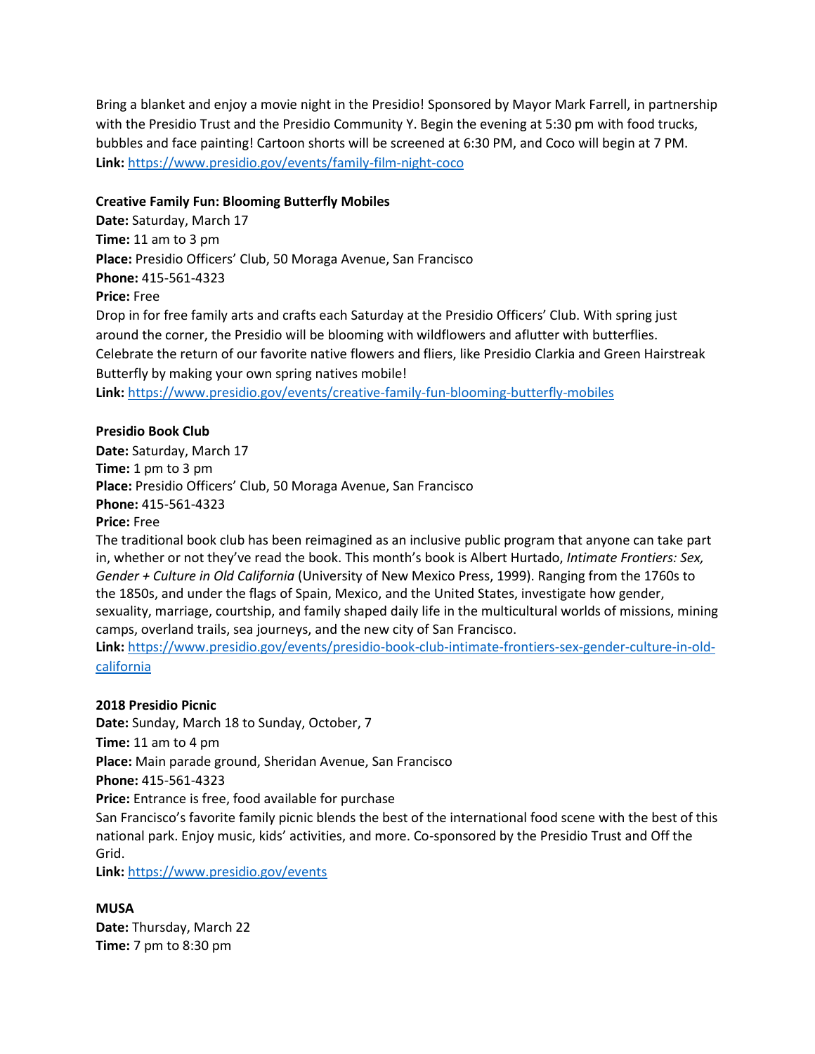Bring a blanket and enjoy a movie night in the Presidio! Sponsored by Mayor Mark Farrell, in partnership with the Presidio Trust and the Presidio Community Y. Begin the evening at 5:30 pm with food trucks, bubbles and face painting! Cartoon shorts will be screened at 6:30 PM, and Coco will begin at 7 PM.
**Link:** [https://www.presidio.gov/events/family-film-night-coco](https://www.presidio.gov/events/family-film-night-coco)

**Creative Family Fun: Blooming Butterfly Mobiles**
**Date:** Saturday, March 17
**Time:** 11 am to 3 pm
**Place:** Presidio Officers' Club, 50 Moraga Avenue, San Francisco
**Phone:** 415-561-4323
**Price:** Free
Drop in for free family arts and crafts each Saturday at the Presidio Officers' Club. With spring just around the corner, the Presidio will be blooming with wildflowers and aflutter with butterflies. Celebrate the return of our favorite native flowers and fliers, like Presidio Clarkia and Green Hairstreak Butterfly by making your own spring natives mobile!
**Link:** [https://www.presidio.gov/events/creative-family-fun-blooming-butterfly-mobiles](https://www.presidio.gov/events/creative-family-fun-blooming-butterfly-mobiles)

**Presidio Book Club**
**Date:** Saturday, March 17
**Time:** 1 pm to 3 pm
**Place:** Presidio Officers' Club, 50 Moraga Avenue, San Francisco
**Phone:** 415-561-4323
**Price:** Free
The traditional book club has been reimagined as an inclusive public program that anyone can take part in, whether or not they've read the book. This month's book is Albert Hurtado, *Intimate Frontiers: Sex, Gender + Culture in Old California* (University of New Mexico Press, 1999). Ranging from the 1760s to the 1850s, and under the flags of Spain, Mexico, and the United States, investigate how gender, sexuality, marriage, courtship, and family shaped daily life in the multicultural worlds of missions, mining camps, overland trails, sea journeys, and the new city of San Francisco.
**Link:** [https://www.presidio.gov/events/presidio-book-club-intimate-frontiers-sex-gender-culture-in-old-california](https://www.presidio.gov/events/presidio-book-club-intimate-frontiers-sex-gender-culture-in-old-california)

**2018 Presidio Picnic**
**Date:** Sunday, March 18 to Sunday, October, 7
**Time:** 11 am to 4 pm
**Place:** Main parade ground, Sheridan Avenue, San Francisco
**Phone:** 415-561-4323
**Price:** Entrance is free, food available for purchase
San Francisco's favorite family picnic blends the best of the international food scene with the best of this national park. Enjoy music, kids' activities, and more. Co-sponsored by the Presidio Trust and Off the Grid.
**Link:** [https://www.presidio.gov/events](https://www.presidio.gov/events)

**MUSA**
**Date:** Thursday, March 22
**Time:** 7 pm to 8:30 pm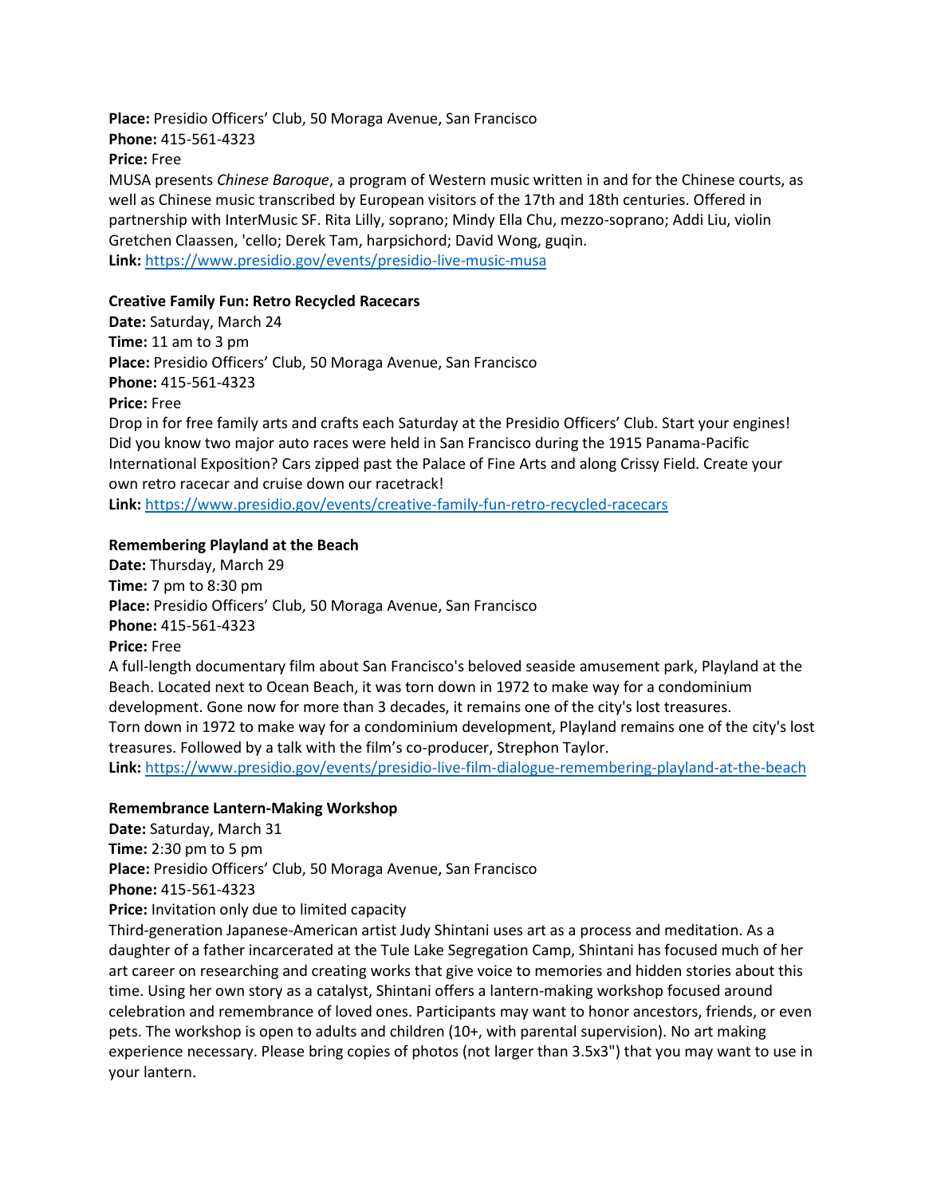**Place:** Presidio Officers' Club, 50 Moraga Avenue, San Francisco
**Phone:** 415-561-4323
**Price:** Free
MUSA presents *Chinese Baroque*, a program of Western music written in and for the Chinese courts, as well as Chinese music transcribed by European visitors of the 17th and 18th centuries. Offered in partnership with InterMusic SF. Rita Lilly, soprano; Mindy Ella Chu, mezzo-soprano; Addi Liu, violin Gretchen Claassen, 'cello; Derek Tam, harpsichord; David Wong, guqin.
**Link:** [https://www.presidio.gov/events/presidio-live-music-musa](https://www.presidio.gov/events/presidio-live-music-musa)

**Creative Family Fun: Retro Recycled Racecars**
**Date:** Saturday, March 24
**Time:** 11 am to 3 pm
**Place:** Presidio Officers' Club, 50 Moraga Avenue, San Francisco
**Phone:** 415-561-4323
**Price:** Free
Drop in for free family arts and crafts each Saturday at the Presidio Officers' Club. Start your engines! Did you know two major auto races were held in San Francisco during the 1915 Panama-Pacific International Exposition? Cars zipped past the Palace of Fine Arts and along Crissy Field. Create your own retro racecar and cruise down our racetrack!
**Link:** [https://www.presidio.gov/events/creative-family-fun-retro-recycled-racecars](https://www.presidio.gov/events/creative-family-fun-retro-recycled-racecars)

**Remembering Playland at the Beach**
**Date:** Thursday, March 29
**Time:** 7 pm to 8:30 pm
**Place:** Presidio Officers' Club, 50 Moraga Avenue, San Francisco
**Phone:** 415-561-4323
**Price:** Free
A full-length documentary film about San Francisco's beloved seaside amusement park, Playland at the Beach. Located next to Ocean Beach, it was torn down in 1972 to make way for a condominium development. Gone now for more than 3 decades, it remains one of the city's lost treasures.
Torn down in 1972 to make way for a condominium development, Playland remains one of the city's lost treasures. Followed by a talk with the film's co-producer, Strephon Taylor.
**Link:** [https://www.presidio.gov/events/presidio-live-film-dialogue-remembering-playland-at-the-beach](https://www.presidio.gov/events/presidio-live-film-dialogue-remembering-playland-at-the-beach)

**Remembrance Lantern-Making Workshop**
**Date:** Saturday, March 31
**Time:** 2:30 pm to 5 pm
**Place:** Presidio Officers' Club, 50 Moraga Avenue, San Francisco
**Phone:** 415-561-4323
**Price:** Invitation only due to limited capacity
Third-generation Japanese-American artist Judy Shintani uses art as a process and meditation. As a daughter of a father incarcerated at the Tule Lake Segregation Camp, Shintani has focused much of her art career on researching and creating works that give voice to memories and hidden stories about this time. Using her own story as a catalyst, Shintani offers a lantern-making workshop focused around celebration and remembrance of loved ones. Participants may want to honor ancestors, friends, or even pets. The workshop is open to adults and children (10+, with parental supervision). No art making experience necessary. Please bring copies of photos (not larger than 3.5x3") that you may want to use in your lantern.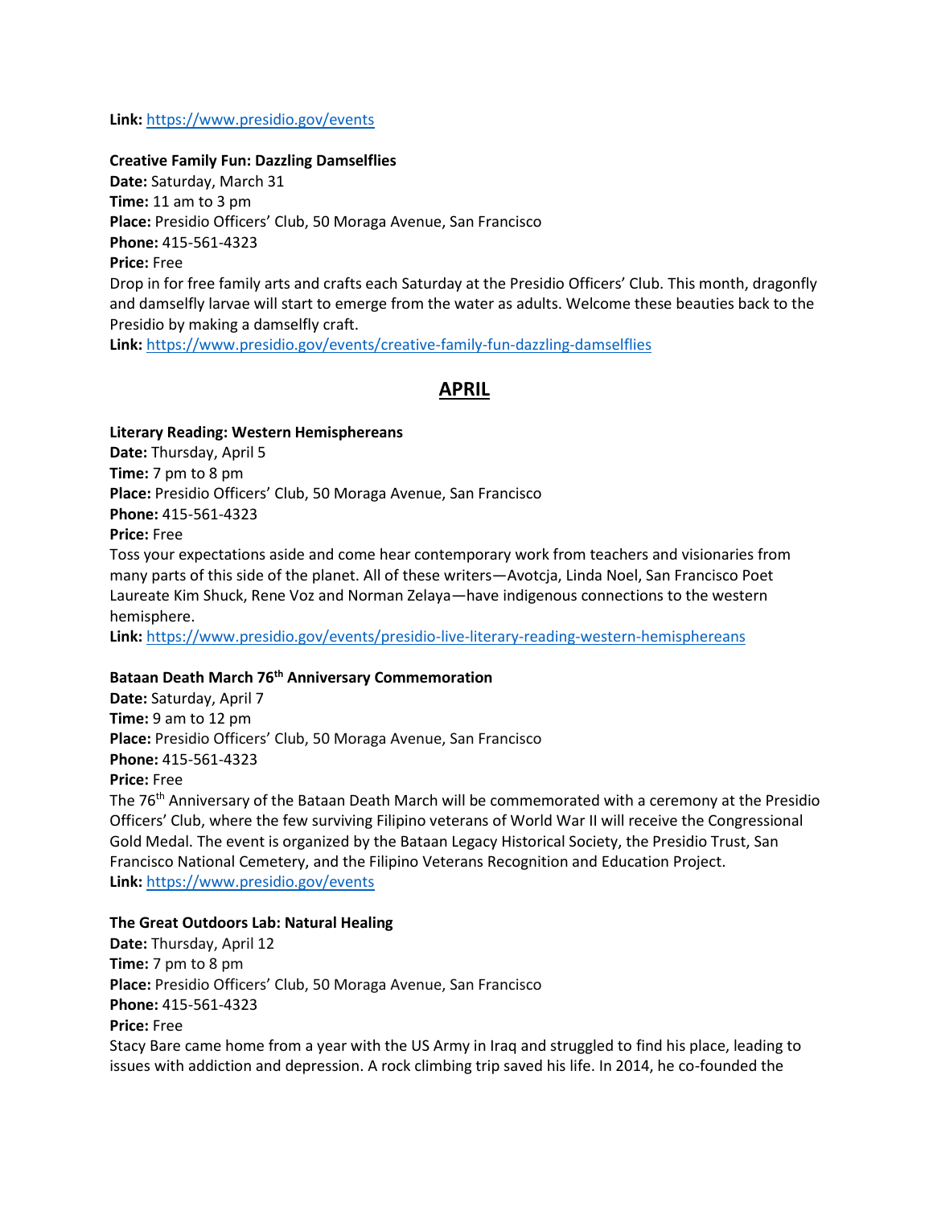**Link:** https://www.presidio.gov/events

**Creative Family Fun: Dazzling Damselflies**
**Date:** Saturday, March 31
**Time:** 11 am to 3 pm
**Place:** Presidio Officers' Club, 50 Moraga Avenue, San Francisco
**Phone:** 415-561-4323
**Price:** Free
Drop in for free family arts and crafts each Saturday at the Presidio Officers' Club. This month, dragonfly and damselfly larvae will start to emerge from the water as adults. Welcome these beauties back to the Presidio by making a damselfly craft.
**Link:** https://www.presidio.gov/events/creative-family-fun-dazzling-damselflies

## APRIL

**Literary Reading: Western Hemisphereans**
**Date:** Thursday, April 5
**Time:** 7 pm to 8 pm
**Place:** Presidio Officers' Club, 50 Moraga Avenue, San Francisco
**Phone:** 415-561-4323
**Price:** Free
Toss your expectations aside and come hear contemporary work from teachers and visionaries from many parts of this side of the planet. All of these writers—Avotcja, Linda Noel, San Francisco Poet Laureate Kim Shuck, Rene Voz and Norman Zelaya—have indigenous connections to the western hemisphere.
**Link:** https://www.presidio.gov/events/presidio-live-literary-reading-western-hemisphereans

**Bataan Death March 76th Anniversary Commemoration**
**Date:** Saturday, April 7
**Time:** 9 am to 12 pm
**Place:** Presidio Officers' Club, 50 Moraga Avenue, San Francisco
**Phone:** 415-561-4323
**Price:** Free
The 76th Anniversary of the Bataan Death March will be commemorated with a ceremony at the Presidio Officers' Club, where the few surviving Filipino veterans of World War II will receive the Congressional Gold Medal. The event is organized by the Bataan Legacy Historical Society, the Presidio Trust, San Francisco National Cemetery, and the Filipino Veterans Recognition and Education Project.
**Link:** https://www.presidio.gov/events

**The Great Outdoors Lab: Natural Healing**
**Date:** Thursday, April 12
**Time:** 7 pm to 8 pm
**Place:** Presidio Officers' Club, 50 Moraga Avenue, San Francisco
**Phone:** 415-561-4323
**Price:** Free
Stacy Bare came home from a year with the US Army in Iraq and struggled to find his place, leading to issues with addiction and depression. A rock climbing trip saved his life. In 2014, he co-founded the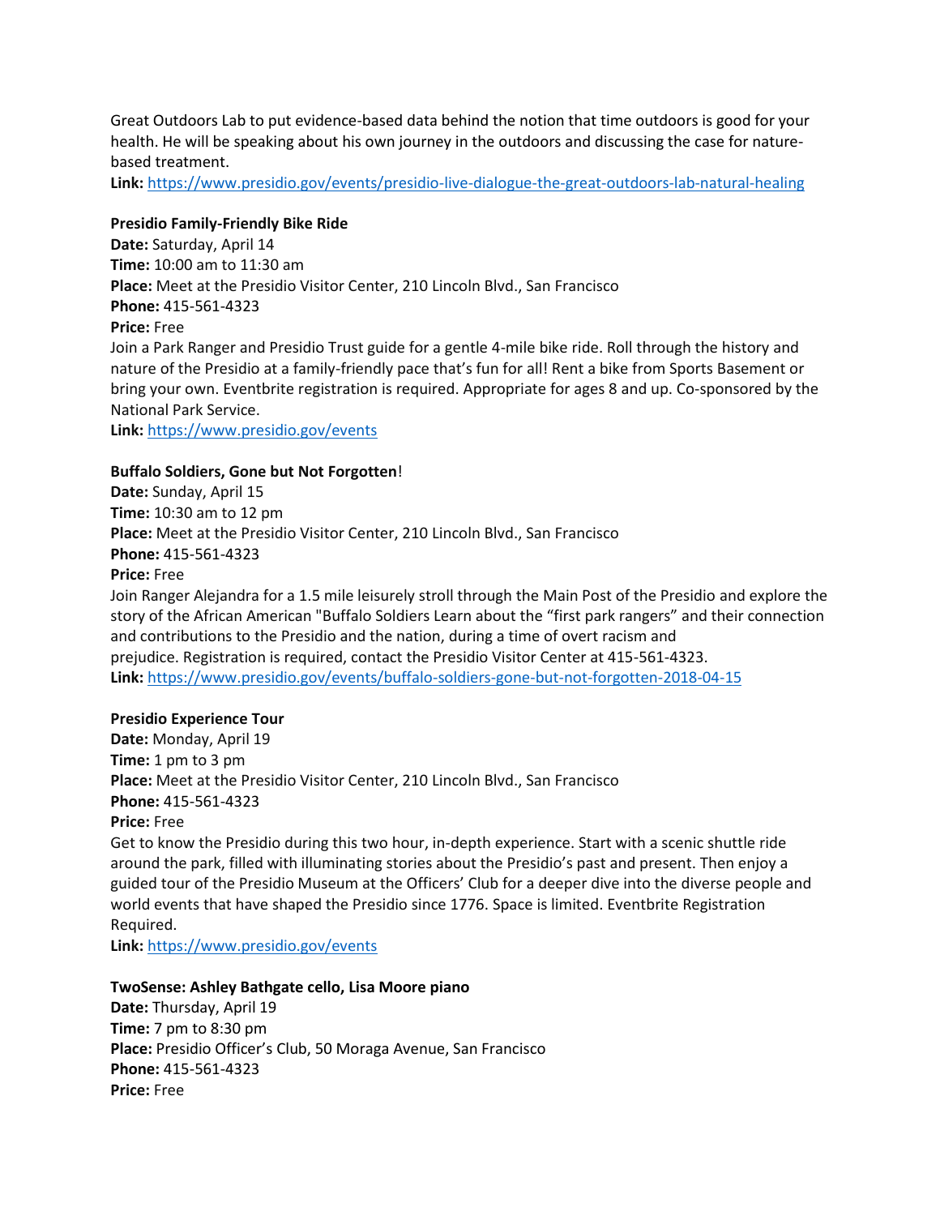Great Outdoors Lab to put evidence-based data behind the notion that time outdoors is good for your health. He will be speaking about his own journey in the outdoors and discussing the case for nature-based treatment.
**Link:** https://www.presidio.gov/events/presidio-live-dialogue-the-great-outdoors-lab-natural-healing

**Presidio Family-Friendly Bike Ride**
**Date:** Saturday, April 14
**Time:** 10:00 am to 11:30 am
**Place:** Meet at the Presidio Visitor Center, 210 Lincoln Blvd., San Francisco
**Phone:** 415-561-4323
**Price:** Free
Join a Park Ranger and Presidio Trust guide for a gentle 4-mile bike ride. Roll through the history and nature of the Presidio at a family-friendly pace that's fun for all! Rent a bike from Sports Basement or bring your own. Eventbrite registration is required. Appropriate for ages 8 and up. Co-sponsored by the National Park Service.
**Link:** https://www.presidio.gov/events

**Buffalo Soldiers, Gone but Not Forgotten**!
**Date:** Sunday, April 15
**Time:** 10:30 am to 12 pm
**Place:** Meet at the Presidio Visitor Center, 210 Lincoln Blvd., San Francisco
**Phone:** 415-561-4323
**Price:** Free
Join Ranger Alejandra for a 1.5 mile leisurely stroll through the Main Post of the Presidio and explore the story of the African American "Buffalo Soldiers Learn about the "first park rangers" and their connection and contributions to the Presidio and the nation, during a time of overt racism and prejudice. Registration is required, contact the Presidio Visitor Center at 415-561-4323.
**Link:** https://www.presidio.gov/events/buffalo-soldiers-gone-but-not-forgotten-2018-04-15

**Presidio Experience Tour**
**Date:** Monday, April 19
**Time:** 1 pm to 3 pm
**Place:** Meet at the Presidio Visitor Center, 210 Lincoln Blvd., San Francisco
**Phone:** 415-561-4323
**Price:** Free
Get to know the Presidio during this two hour, in-depth experience. Start with a scenic shuttle ride around the park, filled with illuminating stories about the Presidio's past and present. Then enjoy a guided tour of the Presidio Museum at the Officers' Club for a deeper dive into the diverse people and world events that have shaped the Presidio since 1776. Space is limited. Eventbrite Registration Required.
**Link:** https://www.presidio.gov/events

**TwoSense: Ashley Bathgate cello, Lisa Moore piano**
**Date:** Thursday, April 19
**Time:** 7 pm to 8:30 pm
**Place:** Presidio Officer's Club, 50 Moraga Avenue, San Francisco
**Phone:** 415-561-4323
**Price:** Free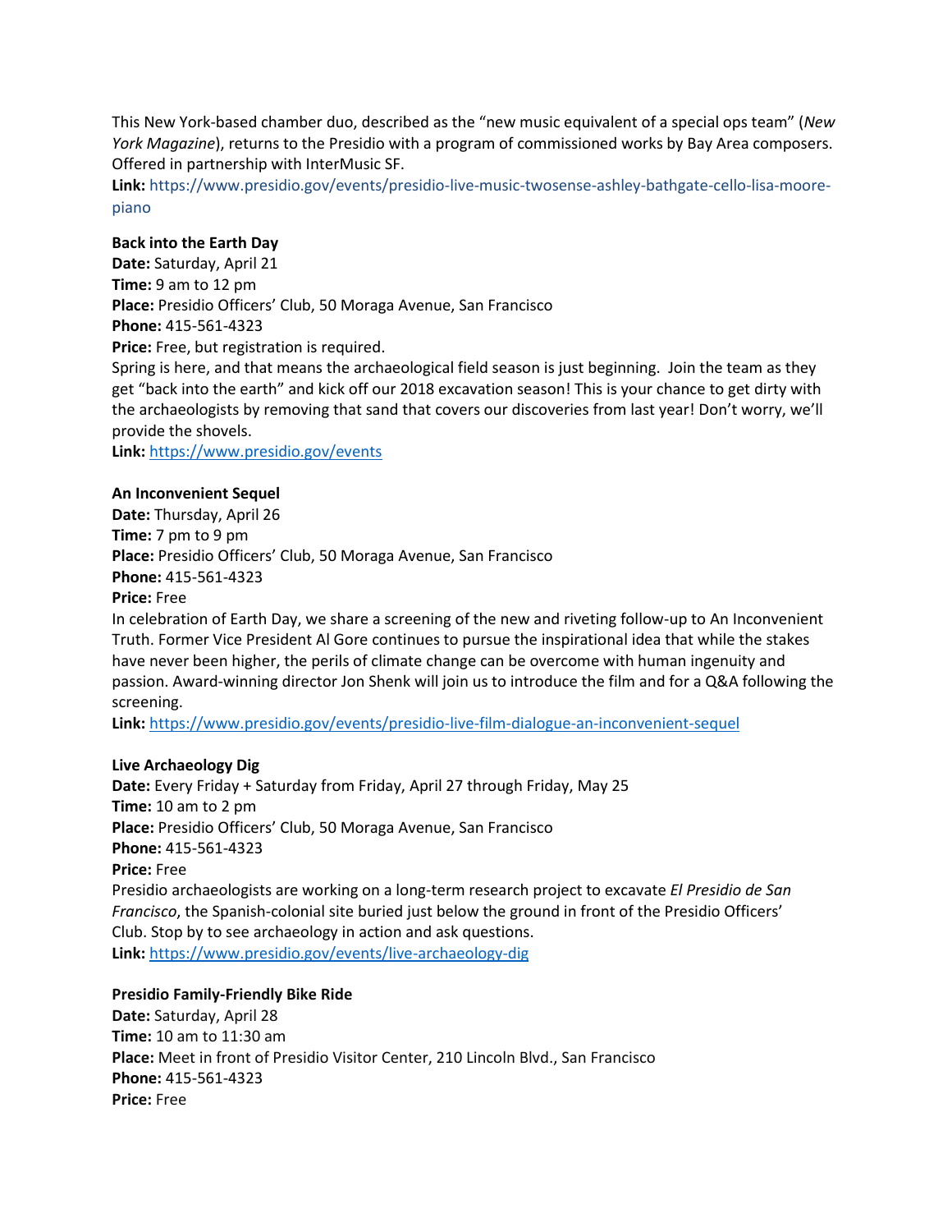This New York-based chamber duo, described as the "new music equivalent of a special ops team" (*New York Magazine*), returns to the Presidio with a program of commissioned works by Bay Area composers. Offered in partnership with InterMusic SF.
**Link:** https://www.presidio.gov/events/presidio-live-music-twosense-ashley-bathgate-cello-lisa-moore-piano

**Back into the Earth Day**
**Date:** Saturday, April 21
**Time:** 9 am to 12 pm
**Place:** Presidio Officers' Club, 50 Moraga Avenue, San Francisco
**Phone:** 415-561-4323
**Price:** Free, but registration is required.
Spring is here, and that means the archaeological field season is just beginning. Join the team as they get "back into the earth" and kick off our 2018 excavation season! This is your chance to get dirty with the archaeologists by removing that sand that covers our discoveries from last year! Don't worry, we'll provide the shovels.
**Link:** https://www.presidio.gov/events

**An Inconvenient Sequel**
**Date:** Thursday, April 26
**Time:** 7 pm to 9 pm
**Place:** Presidio Officers' Club, 50 Moraga Avenue, San Francisco
**Phone:** 415-561-4323
**Price:** Free
In celebration of Earth Day, we share a screening of the new and riveting follow-up to An Inconvenient Truth. Former Vice President Al Gore continues to pursue the inspirational idea that while the stakes have never been higher, the perils of climate change can be overcome with human ingenuity and passion. Award-winning director Jon Shenk will join us to introduce the film and for a Q&A following the screening.
**Link:** https://www.presidio.gov/events/presidio-live-film-dialogue-an-inconvenient-sequel

**Live Archaeology Dig**
**Date:** Every Friday + Saturday from Friday, April 27 through Friday, May 25
**Time:** 10 am to 2 pm
**Place:** Presidio Officers' Club, 50 Moraga Avenue, San Francisco
**Phone:** 415-561-4323
**Price:** Free
Presidio archaeologists are working on a long-term research project to excavate *El Presidio de San Francisco*, the Spanish-colonial site buried just below the ground in front of the Presidio Officers' Club. Stop by to see archaeology in action and ask questions.
**Link:** https://www.presidio.gov/events/live-archaeology-dig

**Presidio Family-Friendly Bike Ride**
**Date:** Saturday, April 28
**Time:** 10 am to 11:30 am
**Place:** Meet in front of Presidio Visitor Center, 210 Lincoln Blvd., San Francisco
**Phone:** 415-561-4323
**Price:** Free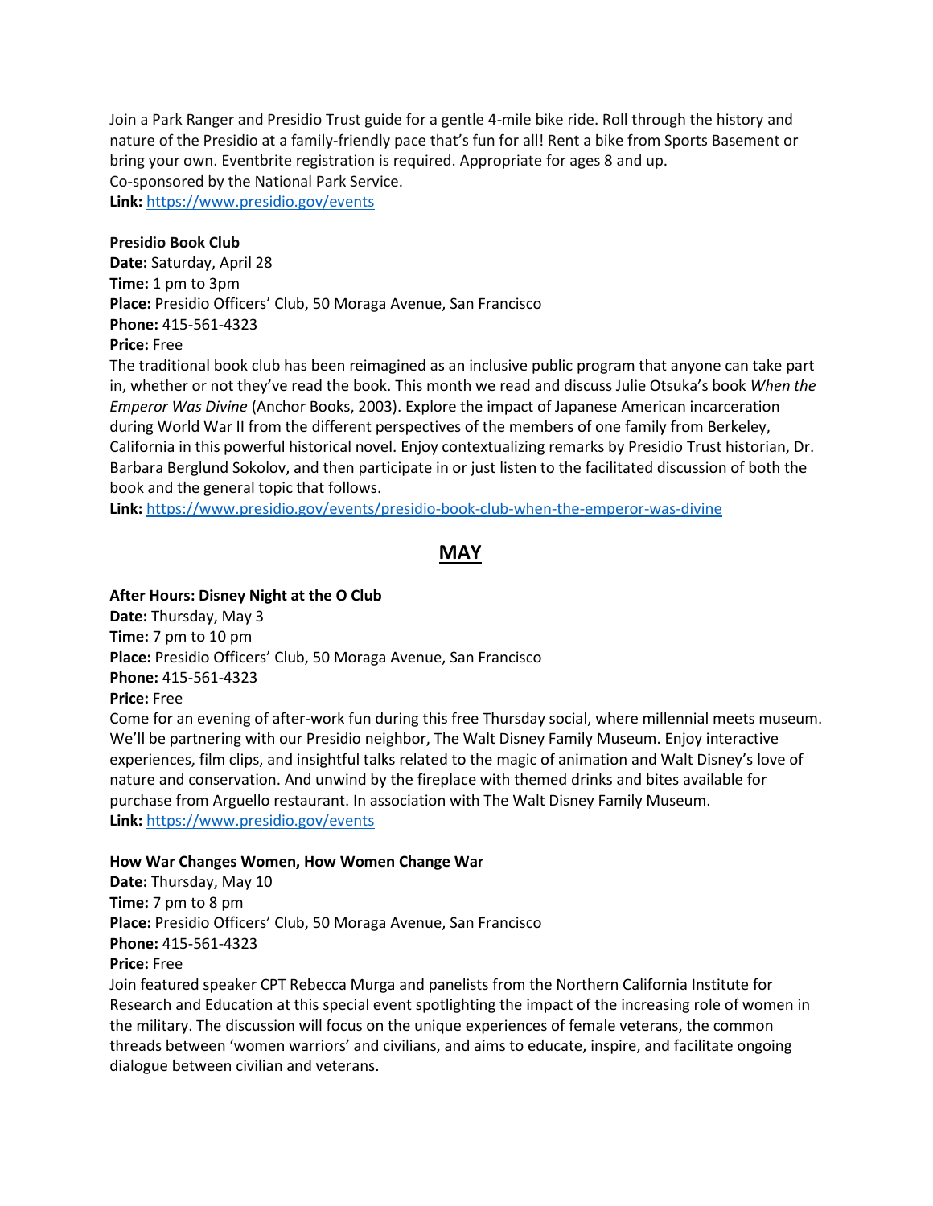Join a Park Ranger and Presidio Trust guide for a gentle 4-mile bike ride. Roll through the history and nature of the Presidio at a family-friendly pace that's fun for all! Rent a bike from Sports Basement or bring your own. Eventbrite registration is required. Appropriate for ages 8 and up.
Co-sponsored by the National Park Service.
**Link:** https://www.presidio.gov/events

**Presidio Book Club**
**Date:** Saturday, April 28
**Time:** 1 pm to 3pm
**Place:** Presidio Officers' Club, 50 Moraga Avenue, San Francisco
**Phone:** 415-561-4323
**Price:** Free
The traditional book club has been reimagined as an inclusive public program that anyone can take part in, whether or not they've read the book. This month we read and discuss Julie Otsuka's book *When the Emperor Was Divine* (Anchor Books, 2003). Explore the impact of Japanese American incarceration during World War II from the different perspectives of the members of one family from Berkeley, California in this powerful historical novel. Enjoy contextualizing remarks by Presidio Trust historian, Dr. Barbara Berglund Sokolov, and then participate in or just listen to the facilitated discussion of both the book and the general topic that follows.
**Link:** https://www.presidio.gov/events/presidio-book-club-when-the-emperor-was-divine

## MAY

**After Hours: Disney Night at the O Club**
**Date:** Thursday, May 3
**Time:** 7 pm to 10 pm
**Place:** Presidio Officers' Club, 50 Moraga Avenue, San Francisco
**Phone:** 415-561-4323
**Price:** Free
Come for an evening of after-work fun during this free Thursday social, where millennial meets museum. We'll be partnering with our Presidio neighbor, The Walt Disney Family Museum. Enjoy interactive experiences, film clips, and insightful talks related to the magic of animation and Walt Disney's love of nature and conservation. And unwind by the fireplace with themed drinks and bites available for purchase from Arguello restaurant. In association with The Walt Disney Family Museum.
**Link:** https://www.presidio.gov/events

**How War Changes Women, How Women Change War**
**Date:** Thursday, May 10
**Time:** 7 pm to 8 pm
**Place:** Presidio Officers' Club, 50 Moraga Avenue, San Francisco
**Phone:** 415-561-4323
**Price:** Free
Join featured speaker CPT Rebecca Murga and panelists from the Northern California Institute for Research and Education at this special event spotlighting the impact of the increasing role of women in the military. The discussion will focus on the unique experiences of female veterans, the common threads between 'women warriors' and civilians, and aims to educate, inspire, and facilitate ongoing dialogue between civilian and veterans.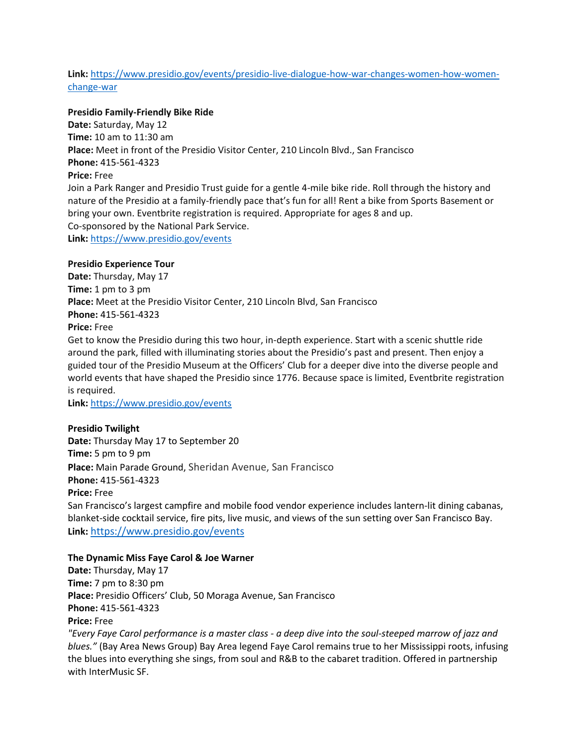**Link:** [https://www.presidio.gov/events/presidio-live-dialogue-how-war-changes-women-how-women-change-war](https://www.presidio.gov/events/presidio-live-dialogue-how-war-changes-women-how-women-change-war)

**Presidio Family-Friendly Bike Ride**
**Date:** Saturday, May 12
**Time:** 10 am to 11:30 am
**Place:** Meet in front of the Presidio Visitor Center, 210 Lincoln Blvd., San Francisco
**Phone:** 415-561-4323
**Price:** Free
Join a Park Ranger and Presidio Trust guide for a gentle 4-mile bike ride. Roll through the history and nature of the Presidio at a family-friendly pace that's fun for all! Rent a bike from Sports Basement or bring your own. Eventbrite registration is required. Appropriate for ages 8 and up.
Co-sponsored by the National Park Service.
**Link:** [https://www.presidio.gov/events](https://www.presidio.gov/events)

**Presidio Experience Tour**
**Date:** Thursday, May 17
**Time:** 1 pm to 3 pm
**Place:** Meet at the Presidio Visitor Center, 210 Lincoln Blvd, San Francisco
**Phone:** 415-561-4323
**Price:** Free
Get to know the Presidio during this two hour, in-depth experience. Start with a scenic shuttle ride around the park, filled with illuminating stories about the Presidio's past and present. Then enjoy a guided tour of the Presidio Museum at the Officers' Club for a deeper dive into the diverse people and world events that have shaped the Presidio since 1776. Because space is limited, Eventbrite registration is required.
**Link:** [https://www.presidio.gov/events](https://www.presidio.gov/events)

**Presidio Twilight**
**Date:** Thursday May 17 to September 20
**Time:** 5 pm to 9 pm
**Place:** Main Parade Ground, Sheridan Avenue, San Francisco
**Phone:** 415-561-4323
**Price:** Free
San Francisco's largest campfire and mobile food vendor experience includes lantern-lit dining cabanas, blanket-side cocktail service, fire pits, live music, and views of the sun setting over San Francisco Bay.
**Link:** [https://www.presidio.gov/events](https://www.presidio.gov/events)

**The Dynamic Miss Faye Carol & Joe Warner**
**Date:** Thursday, May 17
**Time:** 7 pm to 8:30 pm
**Place:** Presidio Officers' Club, 50 Moraga Avenue, San Francisco
**Phone:** 415-561-4323
**Price:** Free
*"Every Faye Carol performance is a master class - a deep dive into the soul-steeped marrow of jazz and blues."* (Bay Area News Group) Bay Area legend Faye Carol remains true to her Mississippi roots, infusing the blues into everything she sings, from soul and R&B to the cabaret tradition. Offered in partnership with InterMusic SF.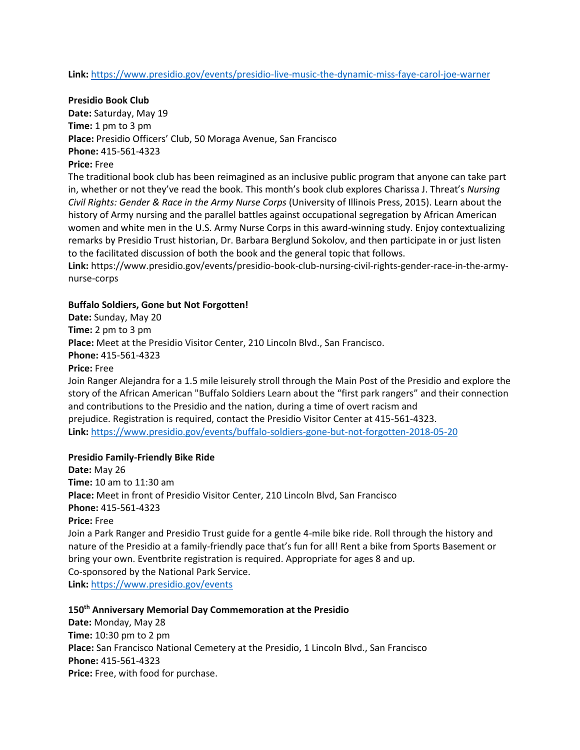**Link:** https://www.presidio.gov/events/presidio-live-music-the-dynamic-miss-faye-carol-joe-warner

**Presidio Book Club**
**Date:** Saturday, May 19
**Time:** 1 pm to 3 pm
**Place:** Presidio Officers' Club, 50 Moraga Avenue, San Francisco
**Phone:** 415-561-4323
**Price:** Free
The traditional book club has been reimagined as an inclusive public program that anyone can take part in, whether or not they've read the book. This month's book club explores Charissa J. Threat's *Nursing Civil Rights: Gender & Race in the Army Nurse Corps* (University of Illinois Press, 2015). Learn about the history of Army nursing and the parallel battles against occupational segregation by African American women and white men in the U.S. Army Nurse Corps in this award-winning study. Enjoy contextualizing remarks by Presidio Trust historian, Dr. Barbara Berglund Sokolov, and then participate in or just listen to the facilitated discussion of both the book and the general topic that follows.
**Link:** https://www.presidio.gov/events/presidio-book-club-nursing-civil-rights-gender-race-in-the-army-nurse-corps

**Buffalo Soldiers, Gone but Not Forgotten!**
**Date:** Sunday, May 20
**Time:** 2 pm to 3 pm
**Place:** Meet at the Presidio Visitor Center, 210 Lincoln Blvd., San Francisco.
**Phone:** 415-561-4323
**Price:** Free
Join Ranger Alejandra for a 1.5 mile leisurely stroll through the Main Post of the Presidio and explore the story of the African American "Buffalo Soldiers Learn about the "first park rangers" and their connection and contributions to the Presidio and the nation, during a time of overt racism and prejudice. Registration is required, contact the Presidio Visitor Center at 415-561-4323.
**Link:** https://www.presidio.gov/events/buffalo-soldiers-gone-but-not-forgotten-2018-05-20

**Presidio Family-Friendly Bike Ride**
**Date:** May 26
**Time:** 10 am to 11:30 am
**Place:** Meet in front of Presidio Visitor Center, 210 Lincoln Blvd, San Francisco
**Phone:** 415-561-4323
**Price:** Free
Join a Park Ranger and Presidio Trust guide for a gentle 4-mile bike ride. Roll through the history and nature of the Presidio at a family-friendly pace that's fun for all! Rent a bike from Sports Basement or bring your own. Eventbrite registration is required. Appropriate for ages 8 and up.
Co-sponsored by the National Park Service.
**Link:** https://www.presidio.gov/events

**150th Anniversary Memorial Day Commemoration at the Presidio**
**Date:** Monday, May 28
**Time:** 10:30 pm to 2 pm
**Place:** San Francisco National Cemetery at the Presidio, 1 Lincoln Blvd., San Francisco
**Phone:** 415-561-4323
**Price:** Free, with food for purchase.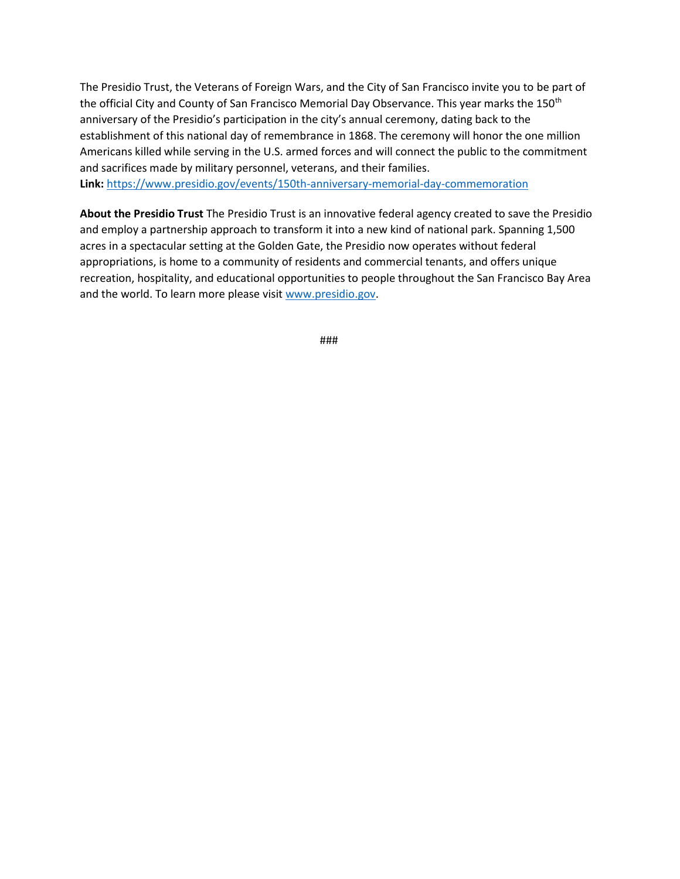The Presidio Trust, the Veterans of Foreign Wars, and the City of San Francisco invite you to be part of the official City and County of San Francisco Memorial Day Observance. This year marks the 150th anniversary of the Presidio's participation in the city's annual ceremony, dating back to the establishment of this national day of remembrance in 1868. The ceremony will honor the one million Americans killed while serving in the U.S. armed forces and will connect the public to the commitment and sacrifices made by military personnel, veterans, and their families.
**Link:** https://www.presidio.gov/events/150th-anniversary-memorial-day-commemoration

**About the Presidio Trust** The Presidio Trust is an innovative federal agency created to save the Presidio and employ a partnership approach to transform it into a new kind of national park. Spanning 1,500 acres in a spectacular setting at the Golden Gate, the Presidio now operates without federal appropriations, is home to a community of residents and commercial tenants, and offers unique recreation, hospitality, and educational opportunities to people throughout the San Francisco Bay Area and the world. To learn more please visit www.presidio.gov.

###